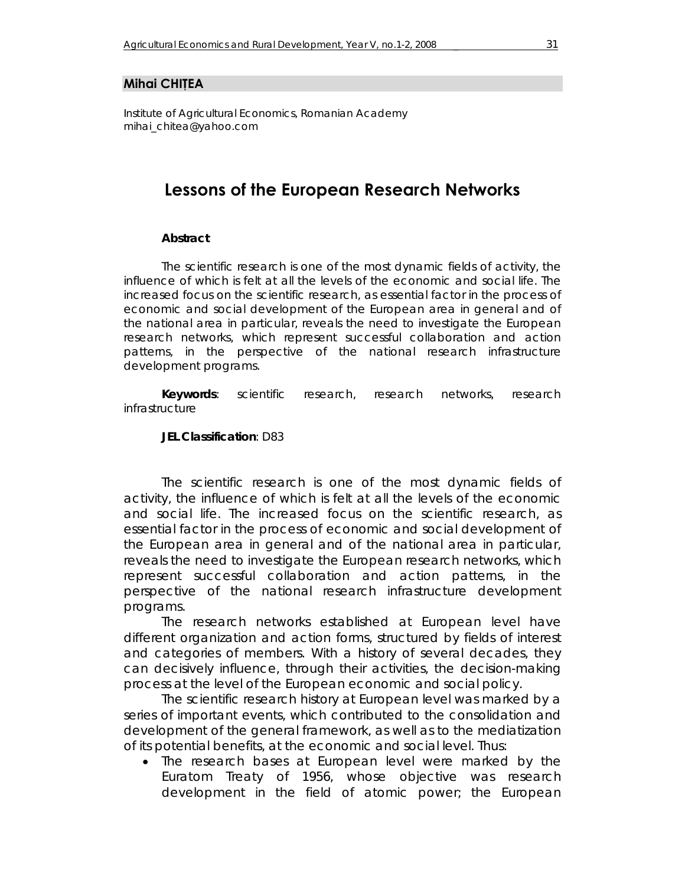**Mihai CHIȚEA**

Institute of Agricultural Economics, Romanian Academy
mihai_chitea@yahoo.com

# Lessons of the European Research Networks

**Abstract**

*The scientific research is one of the most dynamic fields of activity, the influence of which is felt at all the levels of the economic and social life. The increased focus on the scientific research, as essential factor in the process of economic and social development of the European area in general and of the national area in particular, reveals the need to investigate the European research networks, which represent successful collaboration and action patterns, in the perspective of the national research infrastructure development programs.*

**Keywords**: scientific research, research networks, research infrastructure

**JEL Classification**: D83

The scientific research is one of the most dynamic fields of activity, the influence of which is felt at all the levels of the economic and social life. The increased focus on the scientific research, as essential factor in the process of economic and social development of the European area in general and of the national area in particular, reveals the need to investigate the European research networks, which represent successful collaboration and action patterns, in the perspective of the national research infrastructure development programs.

The research networks established at European level have different organization and action forms, structured by fields of interest and categories of members. With a history of several decades, they can decisively influence, through their activities, the decision-making process at the level of the European economic and social policy.

The scientific research history at European level was marked by a series of important events, which contributed to the consolidation and development of the general framework, as well as to the mediatization of its potential benefits, at the economic and social level. Thus:

- The research bases at European level were marked by the Euratom Treaty of 1956, whose objective was research development in the field of atomic power; the European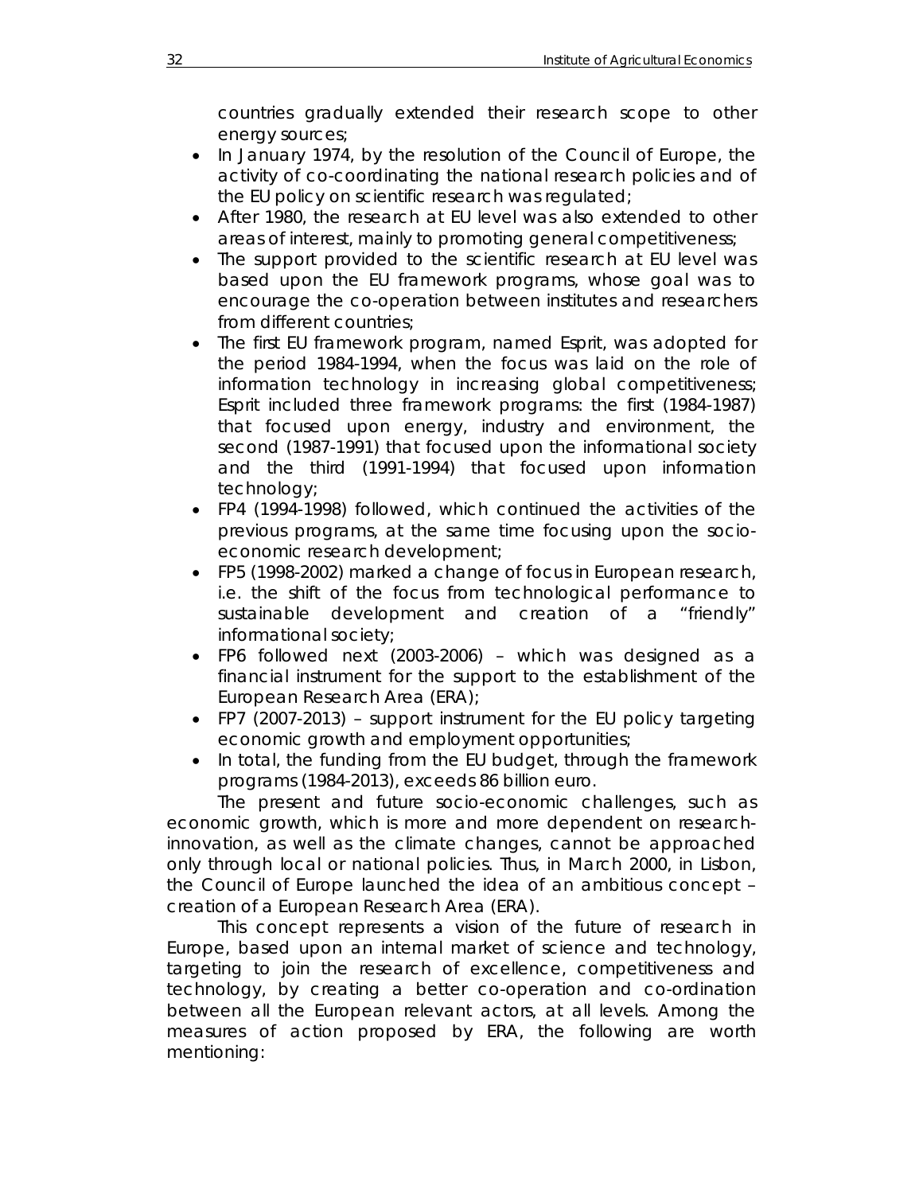countries gradually extended their research scope to other energy sources;

- In January 1974, by the resolution of the Council of Europe, the activity of co-coordinating the national research policies and of the EU policy on scientific research was regulated;
- After 1980, the research at EU level was also extended to other areas of interest, mainly to promoting general competitiveness;
- The support provided to the scientific research at EU level was based upon the EU framework programs, whose goal was to encourage the co-operation between institutes and researchers from different countries;
- The first EU framework program, named Esprit, was adopted for the period 1984-1994, when the focus was laid on the role of information technology in increasing global competitiveness; Esprit included three framework programs: the first (1984-1987) that focused upon energy, industry and environment, the second (1987-1991) that focused upon the informational society and the third (1991-1994) that focused upon information technology;
- FP4 (1994-1998) followed, which continued the activities of the previous programs, at the same time focusing upon the socio-economic research development;
- FP5 (1998-2002) marked a change of focus in European research, i.e. the shift of the focus from technological performance to sustainable development and creation of a "friendly" informational society;
- FP6 followed next (2003-2006) – which was designed as a financial instrument for the support to the establishment of the European Research Area (ERA);
- FP7 (2007-2013) – support instrument for the EU policy targeting economic growth and employment opportunities;
- In total, the funding from the EU budget, through the framework programs (1984-2013), exceeds 86 billion euro.

The present and future socio-economic challenges, such as economic growth, which is more and more dependent on research-innovation, as well as the climate changes, cannot be approached only through local or national policies. Thus, in March 2000, in Lisbon, the Council of Europe launched the idea of an ambitious concept – creation of a European Research Area (ERA).

This concept represents a vision of the future of research in Europe, based upon an internal market of science and technology, targeting to join the research of excellence, competitiveness and technology, by creating a better co-operation and co-ordination between all the European relevant actors, at all levels. Among the measures of action proposed by ERA, the following are worth mentioning: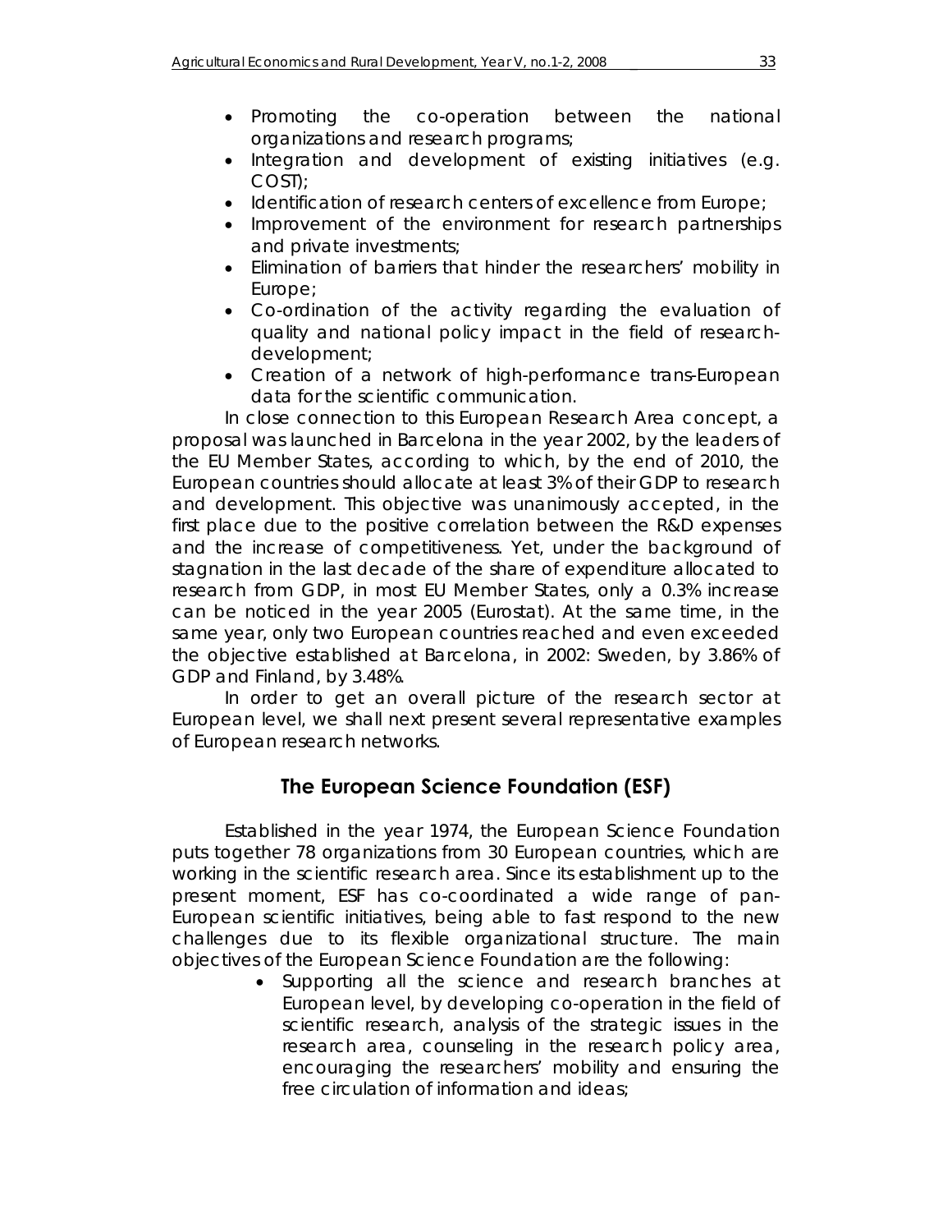- Promoting the co-operation between the national organizations and research programs;
- Integration and development of existing initiatives (e.g. COST);
- Identification of research centers of excellence from Europe;
- Improvement of the environment for research partnerships and private investments;
- Elimination of barriers that hinder the researchers' mobility in Europe;
- Co-ordination of the activity regarding the evaluation of quality and national policy impact in the field of research-development;
- Creation of a network of high-performance trans-European data for the scientific communication.

In close connection to this European Research Area concept, a proposal was launched in Barcelona in the year 2002, by the leaders of the EU Member States, according to which, by the end of 2010, the European countries should allocate at least 3% of their GDP to research and development. This objective was unanimously accepted, in the first place due to the positive correlation between the R&D expenses and the increase of competitiveness. Yet, under the background of stagnation in the last decade of the share of expenditure allocated to research from GDP, in most EU Member States, only a 0.3% increase can be noticed in the year 2005 (Eurostat). At the same time, in the same year, only two European countries reached and even exceeded the objective established at Barcelona, in 2002: Sweden, by 3.86% of GDP and Finland, by 3.48%.

In order to get an overall picture of the research sector at European level, we shall next present several representative examples of European research networks.

## The European Science Foundation (ESF)

Established in the year 1974, the European Science Foundation puts together 78 organizations from 30 European countries, which are working in the scientific research area. Since its establishment up to the present moment, ESF has co-coordinated a wide range of pan-European scientific initiatives, being able to fast respond to the new challenges due to its flexible organizational structure. The main objectives of the European Science Foundation are the following:

- Supporting all the science and research branches at European level, by developing co-operation in the field of scientific research, analysis of the strategic issues in the research area, counseling in the research policy area, encouraging the researchers' mobility and ensuring the free circulation of information and ideas;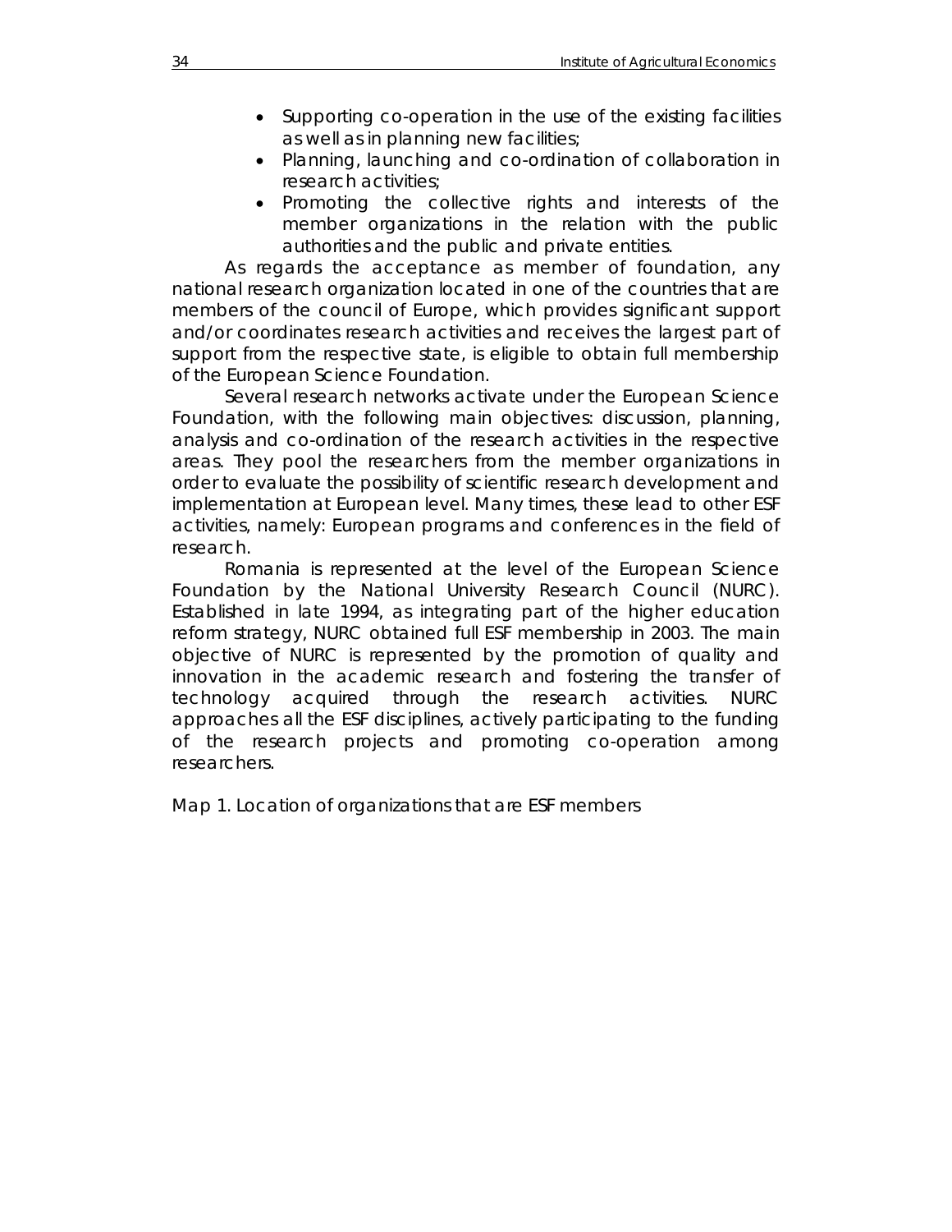- Supporting co-operation in the use of the existing facilities as well as in planning new facilities;
- Planning, launching and co-ordination of collaboration in research activities;
- Promoting the collective rights and interests of the member organizations in the relation with the public authorities and the public and private entities.

As regards the acceptance as member of foundation, any national research organization located in one of the countries that are members of the council of Europe, which provides significant support and/or coordinates research activities and receives the largest part of support from the respective state, is eligible to obtain full membership of the European Science Foundation.

Several research networks activate under the European Science Foundation, with the following main objectives: discussion, planning, analysis and co-ordination of the research activities in the respective areas. They pool the researchers from the member organizations in order to evaluate the possibility of scientific research development and implementation at European level. Many times, these lead to other ESF activities, namely: European programs and conferences in the field of research.

Romania is represented at the level of the European Science Foundation by the National University Research Council (NURC). Established in late 1994, as integrating part of the higher education reform strategy, NURC obtained full ESF membership in 2003. The main objective of NURC is represented by the promotion of quality and innovation in the academic research and fostering the transfer of technology acquired through the research activities. NURC approaches all the ESF disciplines, actively participating to the funding of the research projects and promoting co-operation among researchers.

Map 1. Location of organizations that are ESF members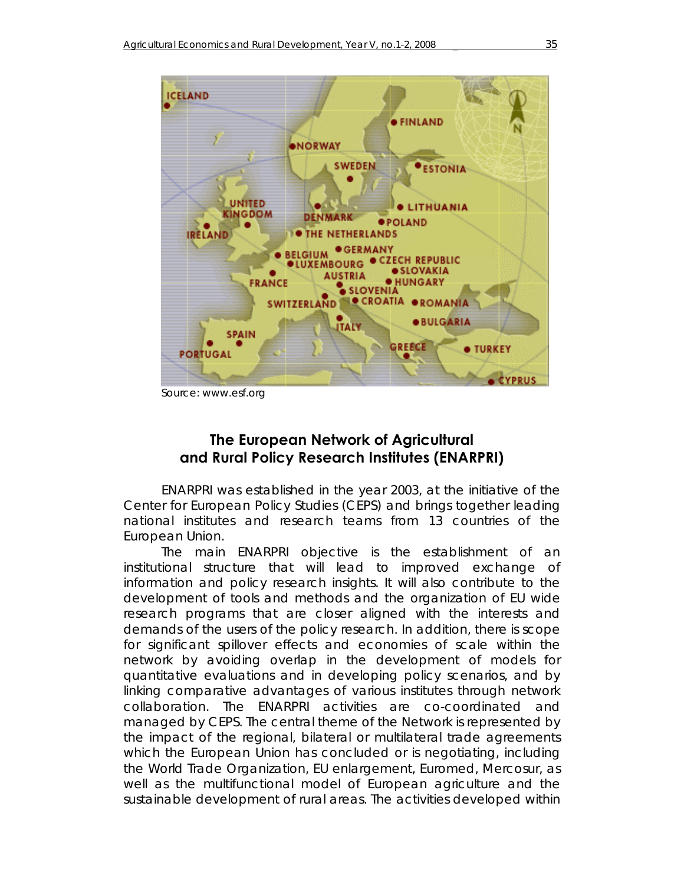Source: www.esf.org

## The European Network of Agricultural and Rural Policy Research Institutes (ENARPRI)

ENARPRI was established in the year 2003, at the initiative of the Center for European Policy Studies (CEPS) and brings together leading national institutes and research teams from 13 countries of the European Union.

The main ENARPRI objective is the establishment of an institutional structure that will lead to improved exchange of information and policy research insights. It will also contribute to the development of tools and methods and the organization of EU wide research programs that are closer aligned with the interests and demands of the users of the policy research. In addition, there is scope for significant spillover effects and economies of scale within the network by avoiding overlap in the development of models for quantitative evaluations and in developing policy scenarios, and by linking comparative advantages of various institutes through network collaboration. The ENARPRI activities are co-coordinated and managed by CEPS. The central theme of the Network is represented by the impact of the regional, bilateral or multilateral trade agreements which the European Union has concluded or is negotiating, including the World Trade Organization, EU enlargement, Euromed, Mercosur, as well as the multifunctional model of European agriculture and the sustainable development of rural areas. The activities developed within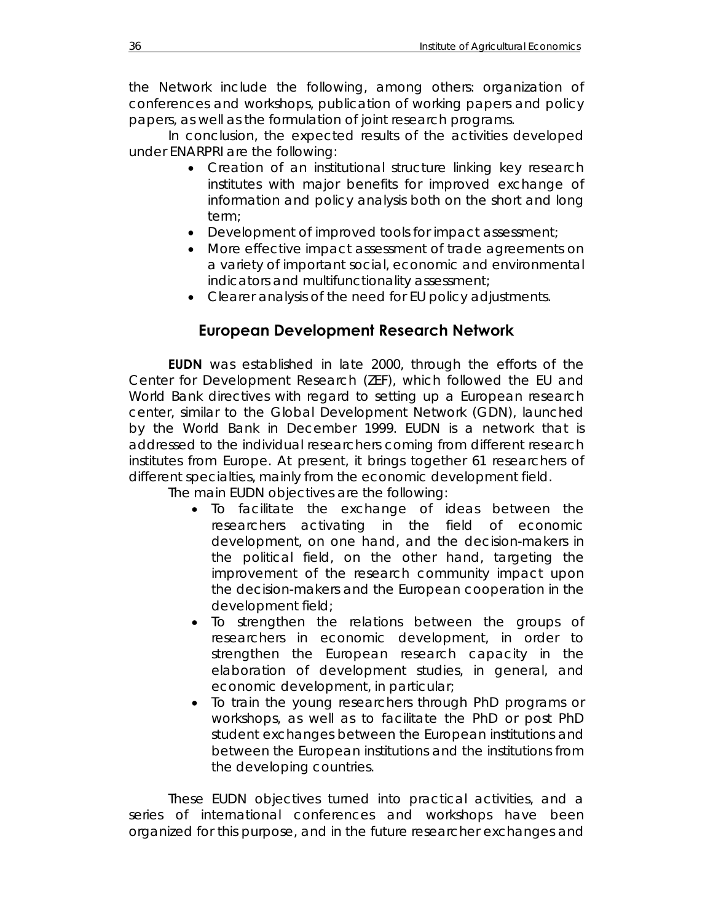the Network include the following, among others: organization of conferences and workshops, publication of working papers and policy papers, as well as the formulation of joint research programs.

In conclusion, the expected results of the activities developed under ENARPRI are the following:

- Creation of an institutional structure linking key research institutes with major benefits for improved exchange of information and policy analysis both on the short and long term;
- Development of improved tools for impact assessment;
- More effective impact assessment of trade agreements on a variety of important social, economic and environmental indicators and multifunctionality assessment;
- Clearer analysis of the need for EU policy adjustments.

## European Development Research Network

**EUDN** was established in late 2000, through the efforts of the Center for Development Research (ZEF), which followed the EU and World Bank directives with regard to setting up a European research center, similar to the Global Development Network (GDN), launched by the World Bank in December 1999. EUDN is a network that is addressed to the individual researchers coming from different research institutes from Europe. At present, it brings together 61 researchers of different specialties, mainly from the economic development field.

The main EUDN objectives are the following:

- To facilitate the exchange of ideas between the researchers activating in the field of economic development, on one hand, and the decision-makers in the political field, on the other hand, targeting the improvement of the research community impact upon the decision-makers and the European cooperation in the development field;
- To strengthen the relations between the groups of researchers in economic development, in order to strengthen the European research capacity in the elaboration of development studies, in general, and economic development, in particular;
- To train the young researchers through PhD programs or workshops, as well as to facilitate the PhD or post PhD student exchanges between the European institutions and between the European institutions and the institutions from the developing countries.

These EUDN objectives turned into practical activities, and a series of international conferences and workshops have been organized for this purpose, and in the future researcher exchanges and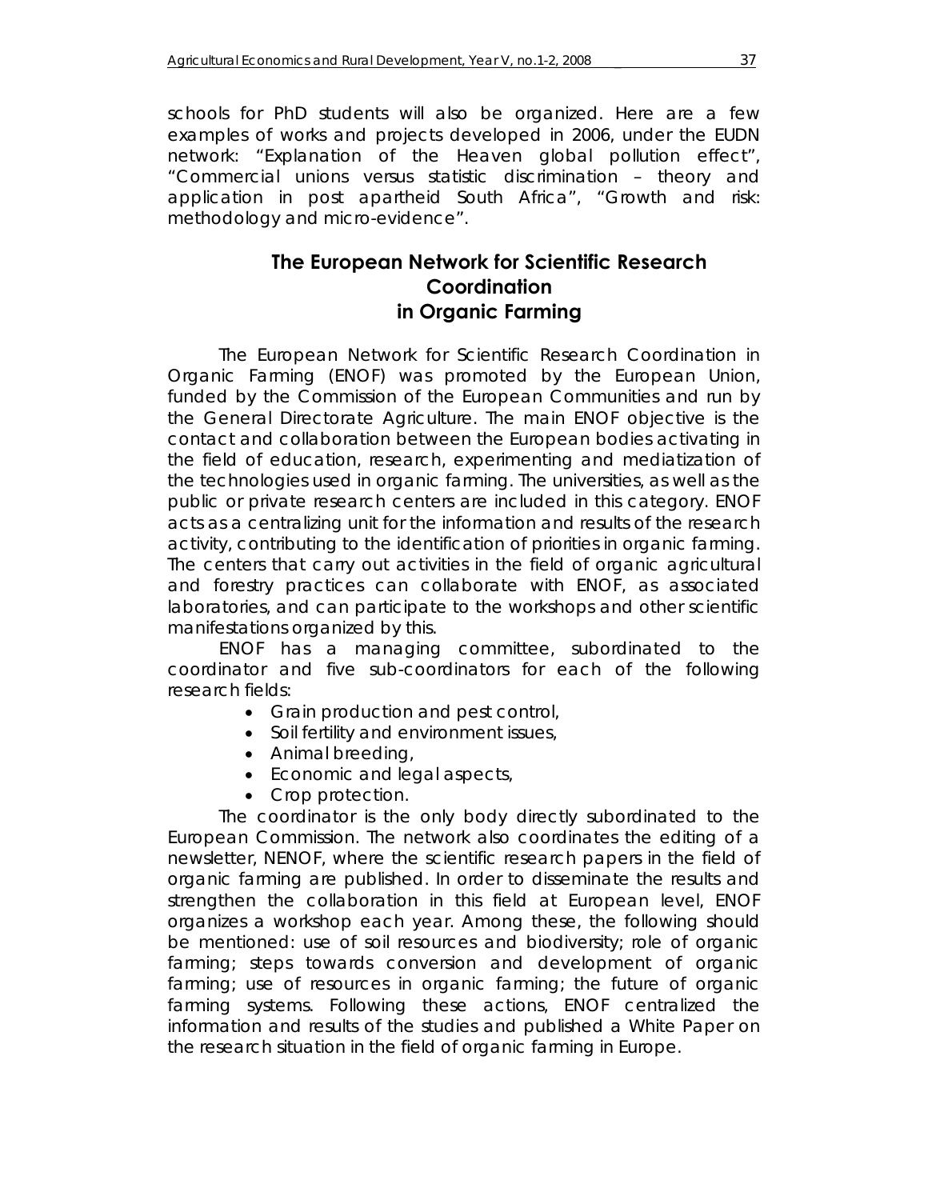schools for PhD students will also be organized. Here are a few examples of works and projects developed in 2006, under the EUDN network: "Explanation of the Heaven global pollution effect", "Commercial unions versus statistic discrimination – theory and application in post apartheid South Africa", "Growth and risk: methodology and micro-evidence".

## The European Network for Scientific Research Coordination in Organic Farming

The European Network for Scientific Research Coordination in Organic Farming (ENOF) was promoted by the European Union, funded by the Commission of the European Communities and run by the General Directorate Agriculture. The main ENOF objective is the contact and collaboration between the European bodies activating in the field of education, research, experimenting and mediatization of the technologies used in organic farming. The universities, as well as the public or private research centers are included in this category. ENOF acts as a centralizing unit for the information and results of the research activity, contributing to the identification of priorities in organic farming. The centers that carry out activities in the field of organic agricultural and forestry practices can collaborate with ENOF, as associated laboratories, and can participate to the workshops and other scientific manifestations organized by this.

ENOF has a managing committee, subordinated to the coordinator and five sub-coordinators for each of the following research fields:

- Grain production and pest control,
- Soil fertility and environment issues,
- Animal breeding,
- Economic and legal aspects,
- Crop protection.

The coordinator is the only body directly subordinated to the European Commission. The network also coordinates the editing of a newsletter, NENOF, where the scientific research papers in the field of organic farming are published. In order to disseminate the results and strengthen the collaboration in this field at European level, ENOF organizes a workshop each year. Among these, the following should be mentioned: use of soil resources and biodiversity; role of organic farming; steps towards conversion and development of organic farming; use of resources in organic farming; the future of organic farming systems. Following these actions, ENOF centralized the information and results of the studies and published a White Paper on the research situation in the field of organic farming in Europe.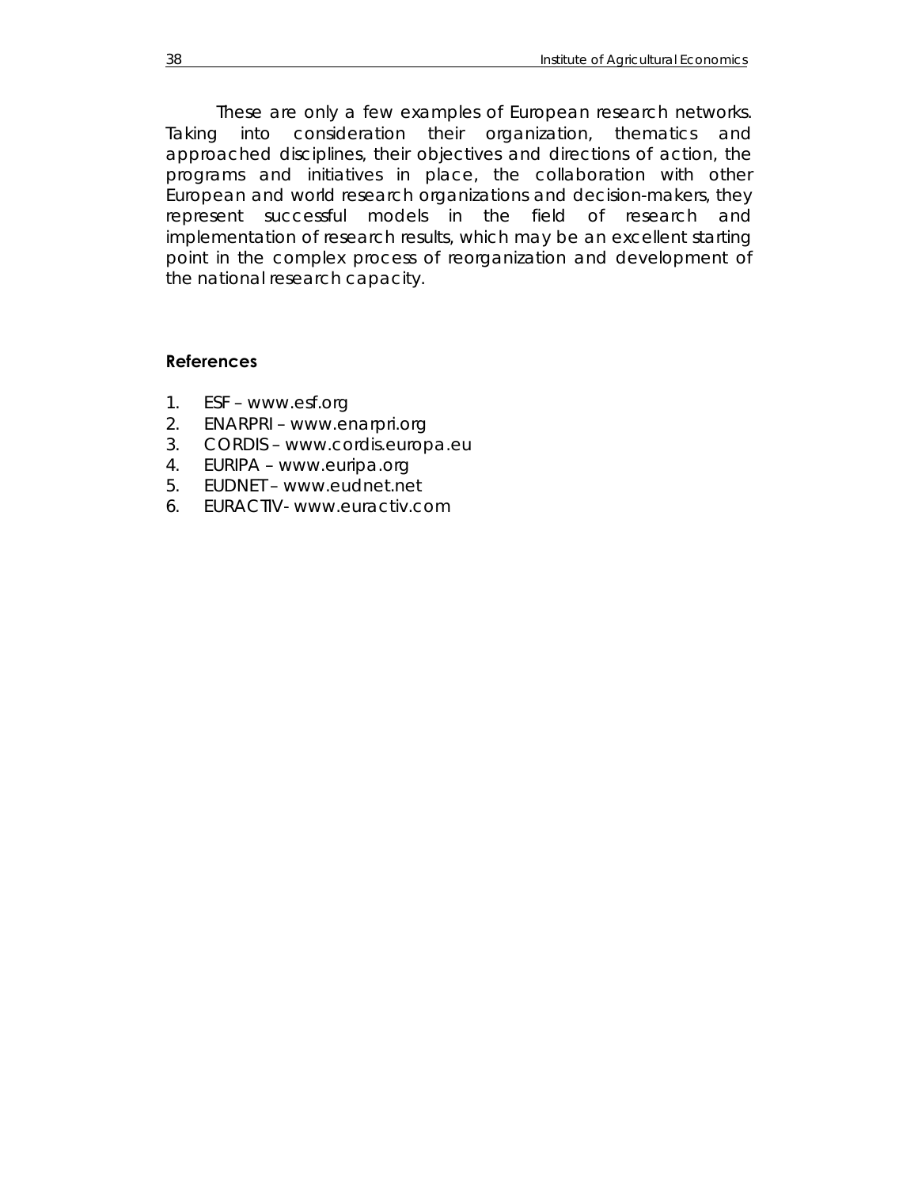These are only a few examples of European research networks. Taking into consideration their organization, thematics and approached disciplines, their objectives and directions of action, the programs and initiatives in place, the collaboration with other European and world research organizations and decision-makers, they represent successful models in the field of research and implementation of research results, which may be an excellent starting point in the complex process of reorganization and development of the national research capacity.

## References

1. ESF – www.esf.org
2. ENARPRI – www.enarpri.org
3. CORDIS – www.cordis.europa.eu
4. EURIPA – www.euripa.org
5. EUDNET – www.eudnet.net
6. EURACTIV- www.euractiv.com